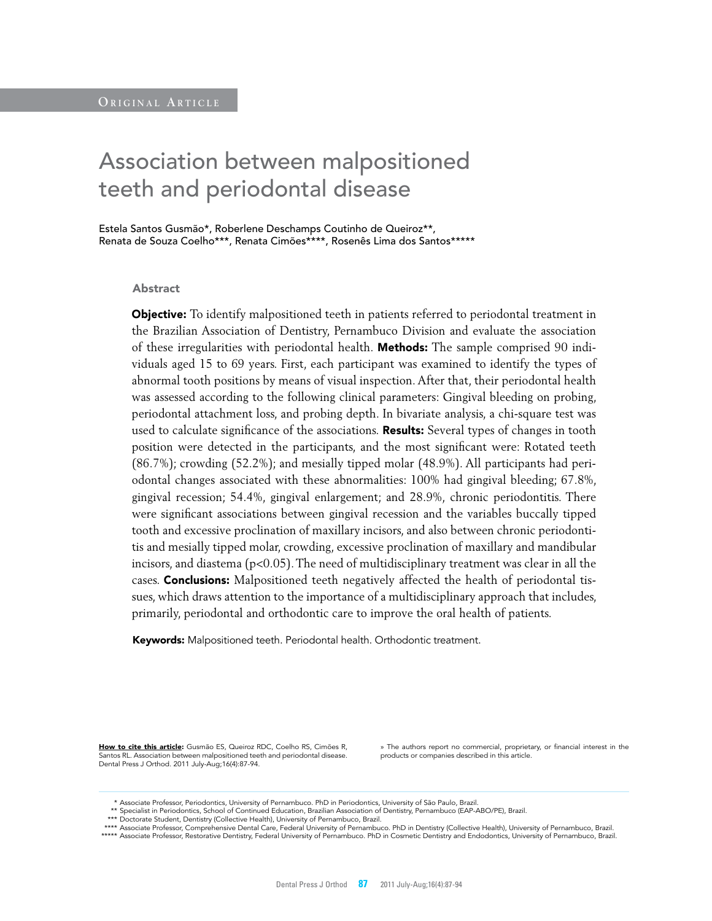ORIGINAL ARTICLE

# Association between malpositioned teeth and periodontal disease

Estela Santos Gusmão*, Roberlene Deschamps Coutinho de Queiroz**, Renata de Souza Coelho***, Renata Cimões****, Rosenês Lima dos Santos*****

## Abstract

**Objective:** To identify malpositioned teeth in patients referred to periodontal treatment in the Brazilian Association of Dentistry, Pernambuco Division and evaluate the association of these irregularities with periodontal health. **Methods:** The sample comprised 90 individuals aged 15 to 69 years. First, each participant was examined to identify the types of abnormal tooth positions by means of visual inspection. After that, their periodontal health was assessed according to the following clinical parameters: Gingival bleeding on probing, periodontal attachment loss, and probing depth. In bivariate analysis, a chi-square test was used to calculate significance of the associations. **Results:** Several types of changes in tooth position were detected in the participants, and the most significant were: Rotated teeth (86.7%); crowding (52.2%); and mesially tipped molar (48.9%). All participants had periodontal changes associated with these abnormalities: 100% had gingival bleeding; 67.8%, gingival recession; 54.4%, gingival enlargement; and 28.9%, chronic periodontitis. There were significant associations between gingival recession and the variables buccally tipped tooth and excessive proclination of maxillary incisors, and also between chronic periodontitis and mesially tipped molar, crowding, excessive proclination of maxillary and mandibular incisors, and diastema ($p<0.05$). The need of multidisciplinary treatment was clear in all the cases. **Conclusions:** Malpositioned teeth negatively affected the health of periodontal tissues, which draws attention to the importance of a multidisciplinary approach that includes, primarily, periodontal and orthodontic care to improve the oral health of patients.

**Keywords:** Malpositioned teeth. Periodontal health. Orthodontic treatment.

**How to cite this article:** Gusmão ES, Queiroz RDC, Coelho RS, Cimões R, Santos RL. Association between malpositioned teeth and periodontal disease. Dental Press J Orthod. 2011 July-Aug;16(4):87-94.

» The authors report no commercial, proprietary, or financial interest in the products or companies described in this article.

* Associate Professor, Periodontics, University of Pernambuco. PhD in Periodontics, University of São Paulo, Brazil.
** Specialist in Periodontics, School of Continued Education, Brazilian Association of Dentistry, Pernambuco (EAP-ABO/PE), Brazil.
*** Doctorate Student, Dentistry (Collective Health), University of Pernambuco, Brazil.
**** Associate Professor, Comprehensive Dental Care, Federal University of Pernambuco. PhD in Dentistry (Collective Health), University of Pernambuco, Brazil.
***** Associate Professor, Restorative Dentistry, Federal University of Pernambuco. PhD in Cosmetic Dentistry and Endodontics, University of Pernambuco, Brazil.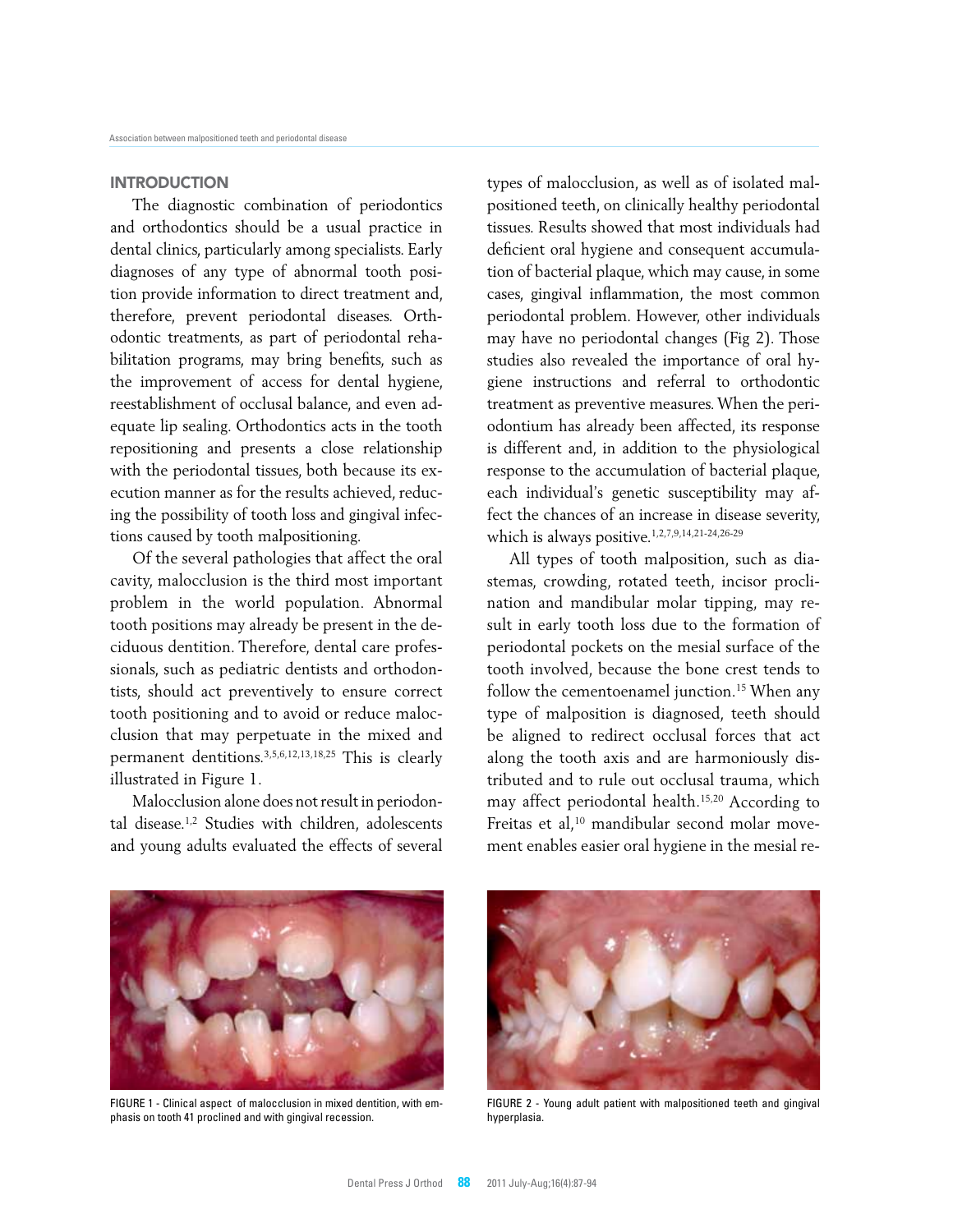## INTRODUCTION

The diagnostic combination of periodontics and orthodontics should be a usual practice in dental clinics, particularly among specialists. Early diagnoses of any type of abnormal tooth position provide information to direct treatment and, therefore, prevent periodontal diseases. Orthodontic treatments, as part of periodontal rehabilitation programs, may bring benefits, such as the improvement of access for dental hygiene, reestablishment of occlusal balance, and even adequate lip sealing. Orthodontics acts in the tooth repositioning and presents a close relationship with the periodontal tissues, both because its execution manner as for the results achieved, reducing the possibility of tooth loss and gingival infections caused by tooth malpositioning.

Of the several pathologies that affect the oral cavity, malocclusion is the third most important problem in the world population. Abnormal tooth positions may already be present in the deciduous dentition. Therefore, dental care professionals, such as pediatric dentists and orthodontists, should act preventively to ensure correct tooth positioning and to avoid or reduce malocclusion that may perpetuate in the mixed and permanent dentitions.[3,5,6,12,13,18,25] This is clearly illustrated in Figure 1.

Malocclusion alone does not result in periodontal disease.[1,2] Studies with children, adolescents and young adults evaluated the effects of several types of malocclusion, as well as of isolated malpositioned teeth, on clinically healthy periodontal tissues. Results showed that most individuals had deficient oral hygiene and consequent accumulation of bacterial plaque, which may cause, in some cases, gingival inflammation, the most common periodontal problem. However, other individuals may have no periodontal changes (Fig 2). Those studies also revealed the importance of oral hygiene instructions and referral to orthodontic treatment as preventive measures. When the periodontium has already been affected, its response is different and, in addition to the physiological response to the accumulation of bacterial plaque, each individual's genetic susceptibility may affect the chances of an increase in disease severity, which is always positive.[1,2,7,9,14,21-24,26-29]

All types of tooth malposition, such as diastemas, crowding, rotated teeth, incisor proclination and mandibular molar tipping, may result in early tooth loss due to the formation of periodontal pockets on the mesial surface of the tooth involved, because the bone crest tends to follow the cementoenamel junction.[15] When any type of malposition is diagnosed, teeth should be aligned to redirect occlusal forces that act along the tooth axis and are harmoniously distributed and to rule out occlusal trauma, which may affect periodontal health.[15,20] According to Freitas et al,[10] mandibular second molar movement enables easier oral hygiene in the mesial re-

FIGURE 1 - Clinical aspect of malocclusion in mixed dentition, with emphasis on tooth 41 proclined and with gingival recession.

FIGURE 2 - Young adult patient with malpositioned teeth and gingival hyperplasia.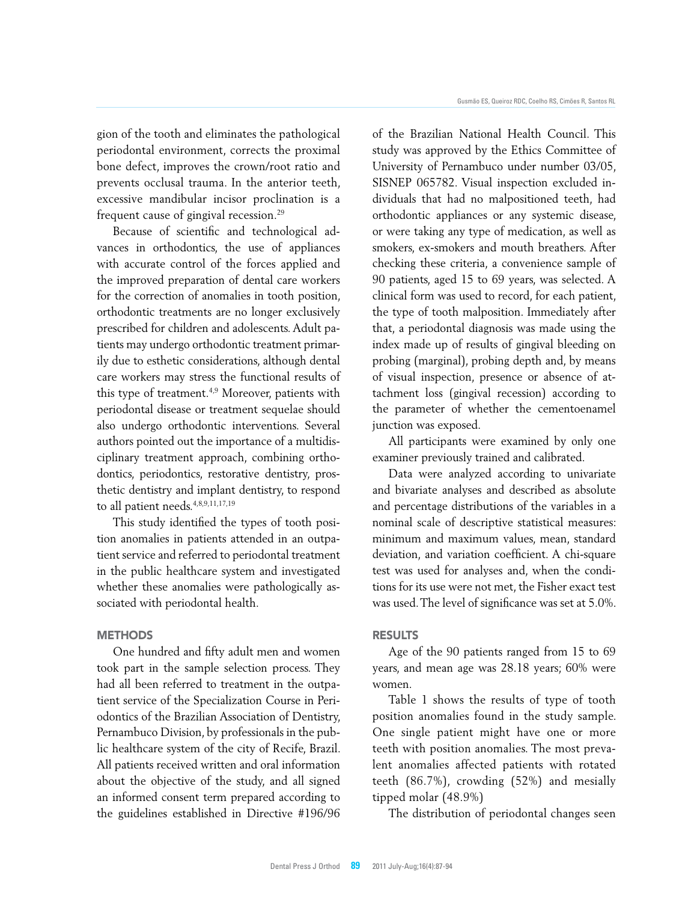gion of the tooth and eliminates the pathological periodontal environment, corrects the proximal bone defect, improves the crown/root ratio and prevents occlusal trauma. In the anterior teeth, excessive mandibular incisor proclination is a frequent cause of gingival recession.[29]

Because of scientific and technological advances in orthodontics, the use of appliances with accurate control of the forces applied and the improved preparation of dental care workers for the correction of anomalies in tooth position, orthodontic treatments are no longer exclusively prescribed for children and adolescents. Adult patients may undergo orthodontic treatment primarily due to esthetic considerations, although dental care workers may stress the functional results of this type of treatment.[4,9] Moreover, patients with periodontal disease or treatment sequelae should also undergo orthodontic interventions. Several authors pointed out the importance of a multidisciplinary treatment approach, combining orthodontics, periodontics, restorative dentistry, prosthetic dentistry and implant dentistry, to respond to all patient needs.[4,8,9,11,17,19]

This study identified the types of tooth position anomalies in patients attended in an outpatient service and referred to periodontal treatment in the public healthcare system and investigated whether these anomalies were pathologically associated with periodontal health.

## METHODS

One hundred and fifty adult men and women took part in the sample selection process. They had all been referred to treatment in the outpatient service of the Specialization Course in Periodontics of the Brazilian Association of Dentistry, Pernambuco Division, by professionals in the public healthcare system of the city of Recife, Brazil. All patients received written and oral information about the objective of the study, and all signed an informed consent term prepared according to the guidelines established in Directive #196/96 of the Brazilian National Health Council. This study was approved by the Ethics Committee of University of Pernambuco under number 03/05, SISNEP 065782. Visual inspection excluded individuals that had no malpositioned teeth, had orthodontic appliances or any systemic disease, or were taking any type of medication, as well as smokers, ex-smokers and mouth breathers. After checking these criteria, a convenience sample of 90 patients, aged 15 to 69 years, was selected. A clinical form was used to record, for each patient, the type of tooth malposition. Immediately after that, a periodontal diagnosis was made using the index made up of results of gingival bleeding on probing (marginal), probing depth and, by means of visual inspection, presence or absence of attachment loss (gingival recession) according to the parameter of whether the cementoenamel junction was exposed.

All participants were examined by only one examiner previously trained and calibrated.

Data were analyzed according to univariate and bivariate analyses and described as absolute and percentage distributions of the variables in a nominal scale of descriptive statistical measures: minimum and maximum values, mean, standard deviation, and variation coefficient. A chi-square test was used for analyses and, when the conditions for its use were not met, the Fisher exact test was used. The level of significance was set at 5.0%.

## RESULTS

Age of the 90 patients ranged from 15 to 69 years, and mean age was 28.18 years; 60% were women.

Table 1 shows the results of type of tooth position anomalies found in the study sample. One single patient might have one or more teeth with position anomalies. The most prevalent anomalies affected patients with rotated teeth (86.7%), crowding (52%) and mesially tipped molar (48.9%)

The distribution of periodontal changes seen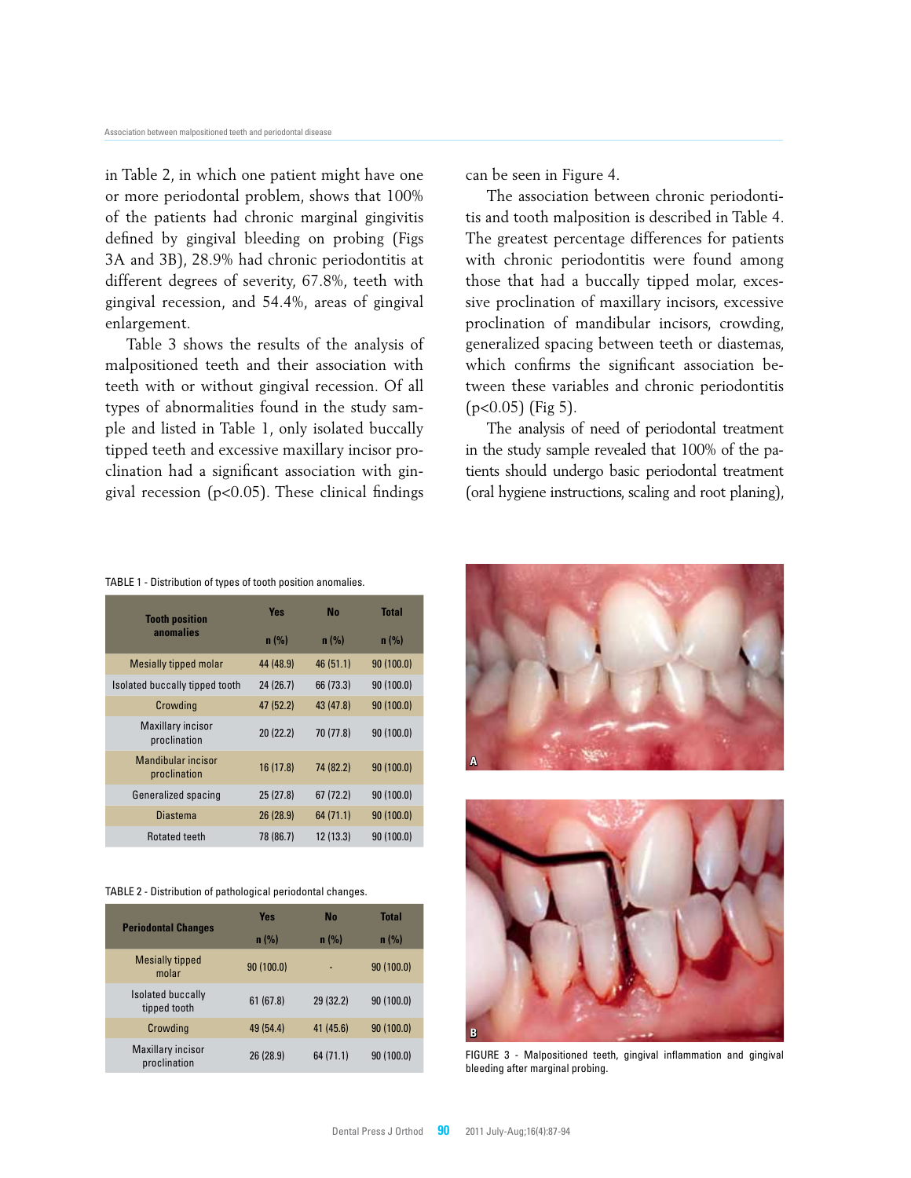in Table 2, in which one patient might have one or more periodontal problem, shows that 100% of the patients had chronic marginal gingivitis defined by gingival bleeding on probing (Figs 3A and 3B), 28.9% had chronic periodontitis at different degrees of severity, 67.8%, teeth with gingival recession, and 54.4%, areas of gingival enlargement.

Table 3 shows the results of the analysis of malpositioned teeth and their association with teeth with or without gingival recession. Of all types of abnormalities found in the study sample and listed in Table 1, only isolated buccally tipped teeth and excessive maxillary incisor proclination had a significant association with gingival recession ($p<0.05$). These clinical findings can be seen in Figure 4.

The association between chronic periodontitis and tooth malposition is described in Table 4. The greatest percentage differences for patients with chronic periodontitis were found among those that had a buccally tipped molar, excessive proclination of maxillary incisors, excessive proclination of mandibular incisors, crowding, generalized spacing between teeth or diastemas, which confirms the significant association between these variables and chronic periodontitis ($p<0.05$) (Fig 5).

The analysis of need of periodontal treatment in the study sample revealed that 100% of the patients should undergo basic periodontal treatment (oral hygiene instructions, scaling and root planing),

TABLE 1 - Distribution of types of tooth position anomalies.

| Tooth position anomalies | Yes | No | Total |
|---|---|---|---|
| | n (%) | n (%) | n (%) |
| Mesially tipped molar | 44 (48.9) | 46 (51.1) | 90 (100.0) |
| Isolated buccally tipped tooth | 24 (26.7) | 66 (73.3) | 90 (100.0) |
| Crowding | 47 (52.2) | 43 (47.8) | 90 (100.0) |
| Maxillary incisor proclination | 20 (22.2) | 70 (77.8) | 90 (100.0) |
| Mandibular incisor proclination | 16 (17.8) | 74 (82.2) | 90 (100.0) |
| Generalized spacing | 25 (27.8) | 67 (72.2) | 90 (100.0) |
| Diastema | 26 (28.9) | 64 (71.1) | 90 (100.0) |
| Rotated teeth | 78 (86.7) | 12 (13.3) | 90 (100.0) |

TABLE 2 - Distribution of pathological periodontal changes.

| Periodontal Changes | Yes | No | Total |
|---|---|---|---|
| | n (%) | n (%) | n (%) |
| Mesially tipped molar | 90 (100.0) | - | 90 (100.0) |
| Isolated buccally tipped tooth | 61 (67.8) | 29 (32.2) | 90 (100.0) |
| Crowding | 49 (54.4) | 41 (45.6) | 90 (100.0) |
| Maxillary incisor proclination | 26 (28.9) | 64 (71.1) | 90 (100.0) |

FIGURE 3 - Malpositioned teeth, gingival inflammation and gingival bleeding after marginal probing.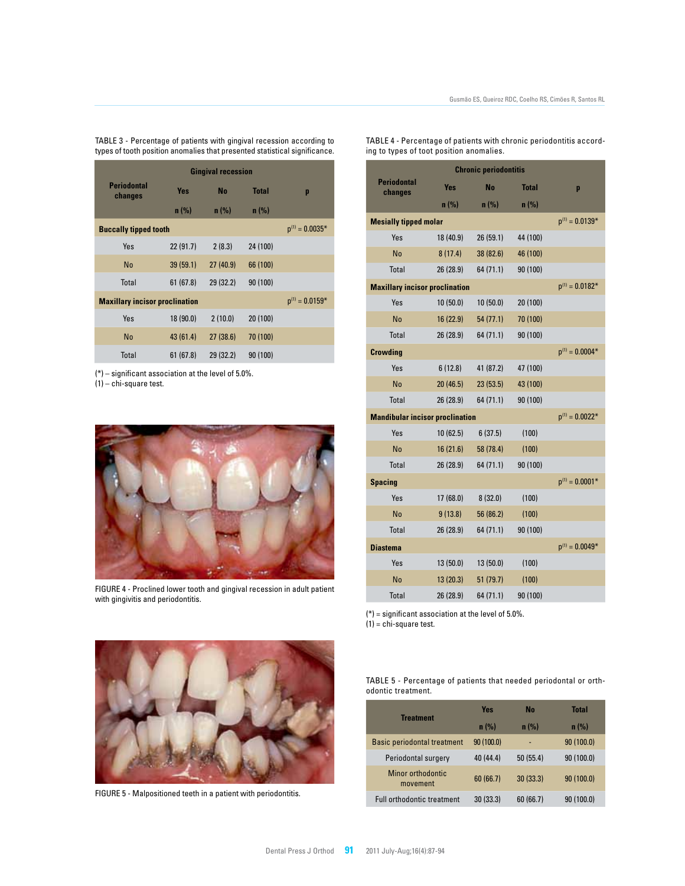TABLE 3 - Percentage of patients with gingival recession according to types of tooth position anomalies that presented statistical significance.

| Periodontal changes | Gingival recession | | | |
|---|---|---|---|---|
| | Yes | No | Total | p |
| | n (%) | n (%) | n (%) | |
| **Buccally tipped tooth** | | | | $p^{(1)} = 0.0035$* |
| Yes | 22 (91.7) | 2 (8.3) | 24 (100) | |
| No | 39 (59.1) | 27 (40.9) | 66 (100) | |
| Total | 61 (67.8) | 29 (32.2) | 90 (100) | |
| **Maxillary incisor proclination** | | | | $p^{(1)} = 0.0159$* |
| Yes | 18 (90.0) | 2 (10.0) | 20 (100) | |
| No | 43 (61.4) | 27 (38.6) | 70 (100) | |
| Total | 61 (67.8) | 29 (32.2) | 90 (100) | |

(*) – significant association at the level of 5.0%.
(1) – chi-square test.

FIGURE 4 - Proclined lower tooth and gingival recession in adult patient with gingivitis and periodontitis.

FIGURE 5 - Malpositioned teeth in a patient with periodontitis.

TABLE 4 - Percentage of patients with chronic periodontitis according to types of toot position anomalies.

| Periodontal changes | Chronic periodontitis | | | |
|---|---|---|---|---|
| | Yes | No | Total | p |
| | n (%) | n (%) | n (%) | |
| **Mesially tipped molar** | | | | $p^{(1)} = 0.0139$* |
| Yes | 18 (40.9) | 26 (59.1) | 44 (100) | |
| No | 8 (17.4) | 38 (82.6) | 46 (100) | |
| Total | 26 (28.9) | 64 (71.1) | 90 (100) | |
| **Maxillary incisor proclination** | | | | $p^{(1)} = 0.0182$* |
| Yes | 10 (50.0) | 10 (50.0) | 20 (100) | |
| No | 16 (22.9) | 54 (77.1) | 70 (100) | |
| Total | 26 (28.9) | 64 (71.1) | 90 (100) | |
| **Crowding** | | | | $p^{(1)} = 0.0004$* |
| Yes | 6 (12.8) | 41 (87.2) | 47 (100) | |
| No | 20 (46.5) | 23 (53.5) | 43 (100) | |
| Total | 26 (28.9) | 64 (71.1) | 90 (100) | |
| **Mandibular incisor proclination** | | | | $p^{(1)} = 0.0022$* |
| Yes | 10 (62.5) | 6 (37.5) | (100) | |
| No | 16 (21.6) | 58 (78.4) | (100) | |
| Total | 26 (28.9) | 64 (71.1) | 90 (100) | |
| **Spacing** | | | | $p^{(1)} = 0.0001$* |
| Yes | 17 (68.0) | 8 (32.0) | (100) | |
| No | 9 (13.8) | 56 (86.2) | (100) | |
| Total | 26 (28.9) | 64 (71.1) | 90 (100) | |
| **Diastema** | | | | $p^{(1)} = 0.0049$* |
| Yes | 13 (50.0) | 13 (50.0) | (100) | |
| No | 13 (20.3) | 51 (79.7) | (100) | |
| Total | 26 (28.9) | 64 (71.1) | 90 (100) | |

(*) = significant association at the level of 5.0%.
(1) = chi-square test.

TABLE 5 - Percentage of patients that needed periodontal or orthodontic treatment.

| Treatment | Yes | No | Total |
|---|---|---|---|
| | n (%) | n (%) | n (%) |
| Basic periodontal treatment | 90 (100.0) | - | 90 (100.0) |
| Periodontal surgery | 40 (44.4) | 50 (55.4) | 90 (100.0) |
| Minor orthodontic movement | 60 (66.7) | 30 (33.3) | 90 (100.0) |
| Full orthodontic treatment | 30 (33.3) | 60 (66.7) | 90 (100.0) |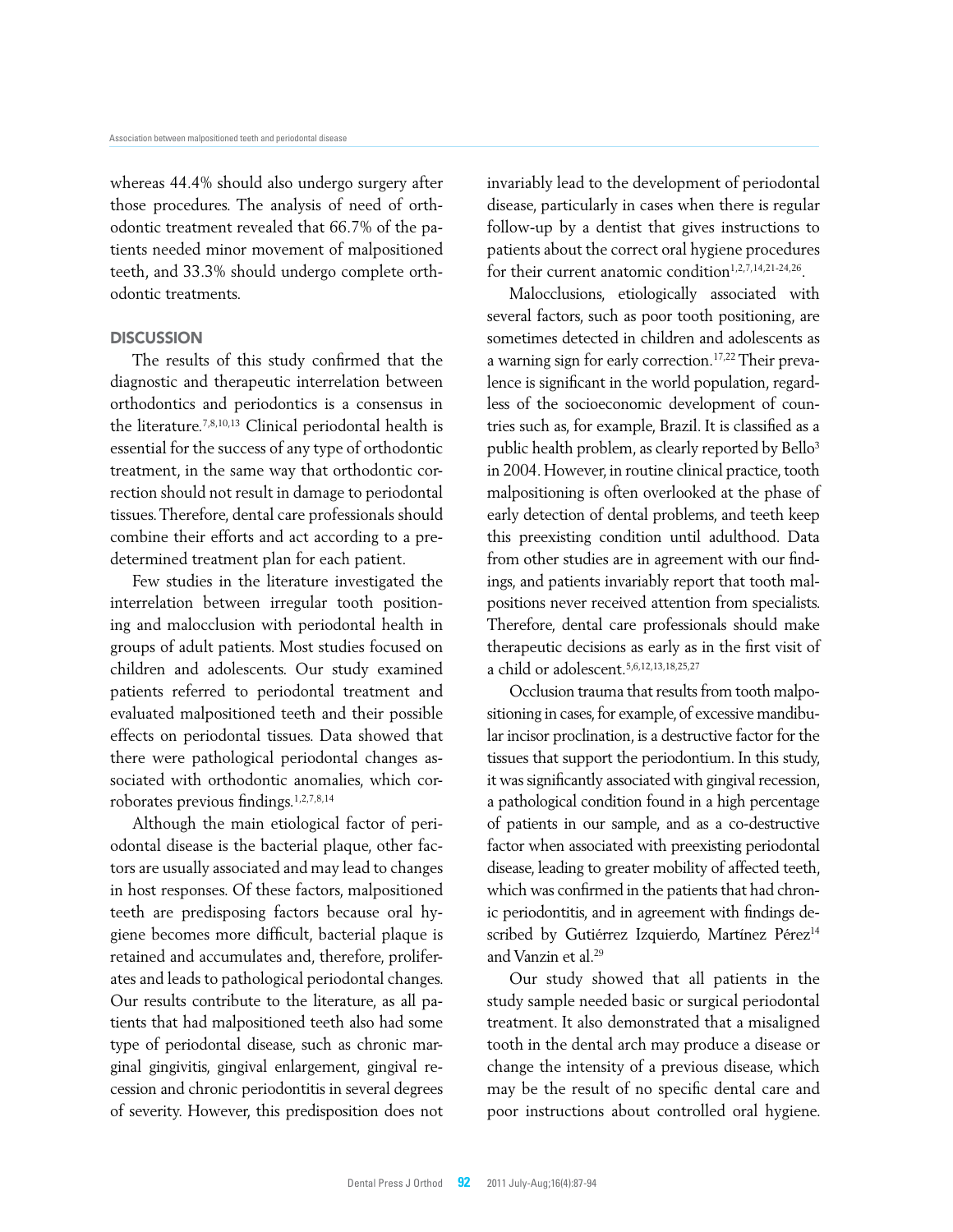whereas 44.4% should also undergo surgery after those procedures. The analysis of need of orthodontic treatment revealed that 66.7% of the patients needed minor movement of malpositioned teeth, and 33.3% should undergo complete orthodontic treatments.

## DISCUSSION

The results of this study confirmed that the diagnostic and therapeutic interrelation between orthodontics and periodontics is a consensus in the literature.[7,8,10,13] Clinical periodontal health is essential for the success of any type of orthodontic treatment, in the same way that orthodontic correction should not result in damage to periodontal tissues. Therefore, dental care professionals should combine their efforts and act according to a predetermined treatment plan for each patient.

Few studies in the literature investigated the interrelation between irregular tooth positioning and malocclusion with periodontal health in groups of adult patients. Most studies focused on children and adolescents. Our study examined patients referred to periodontal treatment and evaluated malpositioned teeth and their possible effects on periodontal tissues. Data showed that there were pathological periodontal changes associated with orthodontic anomalies, which corroborates previous findings.[1,2,7,8,14]

Although the main etiological factor of periodontal disease is the bacterial plaque, other factors are usually associated and may lead to changes in host responses. Of these factors, malpositioned teeth are predisposing factors because oral hygiene becomes more difficult, bacterial plaque is retained and accumulates and, therefore, proliferates and leads to pathological periodontal changes. Our results contribute to the literature, as all patients that had malpositioned teeth also had some type of periodontal disease, such as chronic marginal gingivitis, gingival enlargement, gingival recession and chronic periodontitis in several degrees of severity. However, this predisposition does not invariably lead to the development of periodontal disease, particularly in cases when there is regular follow-up by a dentist that gives instructions to patients about the correct oral hygiene procedures for their current anatomic condition[1,2,7,14,21-24,26].

Malocclusions, etiologically associated with several factors, such as poor tooth positioning, are sometimes detected in children and adolescents as a warning sign for early correction.[17,22] Their prevalence is significant in the world population, regardless of the socioeconomic development of countries such as, for example, Brazil. It is classified as a public health problem, as clearly reported by Bello[3] in 2004. However, in routine clinical practice, tooth malpositioning is often overlooked at the phase of early detection of dental problems, and teeth keep this preexisting condition until adulthood. Data from other studies are in agreement with our findings, and patients invariably report that tooth malpositions never received attention from specialists. Therefore, dental care professionals should make therapeutic decisions as early as in the first visit of a child or adolescent.[5,6,12,13,18,25,27]

Occlusion trauma that results from tooth malpositioning in cases, for example, of excessive mandibular incisor proclination, is a destructive factor for the tissues that support the periodontium. In this study, it was significantly associated with gingival recession, a pathological condition found in a high percentage of patients in our sample, and as a co-destructive factor when associated with preexisting periodontal disease, leading to greater mobility of affected teeth, which was confirmed in the patients that had chronic periodontitis, and in agreement with findings described by Gutiérrez Izquierdo, Martínez Pérez[14] and Vanzin et al.[29]

Our study showed that all patients in the study sample needed basic or surgical periodontal treatment. It also demonstrated that a misaligned tooth in the dental arch may produce a disease or change the intensity of a previous disease, which may be the result of no specific dental care and poor instructions about controlled oral hygiene.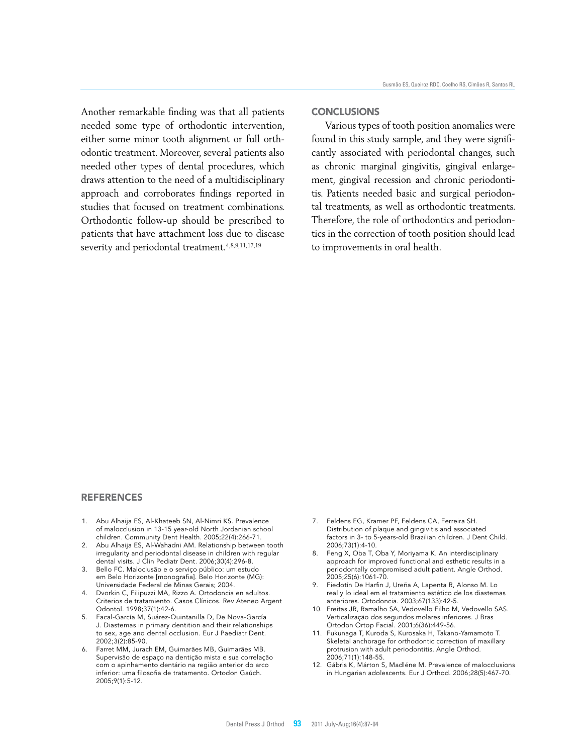Another remarkable finding was that all patients needed some type of orthodontic intervention, either some minor tooth alignment or full orthodontic treatment. Moreover, several patients also needed other types of dental procedures, which draws attention to the need of a multidisciplinary approach and corroborates findings reported in studies that focused on treatment combinations. Orthodontic follow-up should be prescribed to patients that have attachment loss due to disease severity and periodontal treatment.[4,8,9,11,17,19]

## CONCLUSIONS

Various types of tooth position anomalies were found in this study sample, and they were significantly associated with periodontal changes, such as chronic marginal gingivitis, gingival enlargement, gingival recession and chronic periodontitis. Patients needed basic and surgical periodontal treatments, as well as orthodontic treatments. Therefore, the role of orthodontics and periodontics in the correction of tooth position should lead to improvements in oral health.

## REFERENCES

1. Abu Alhaija ES, Al-Khateeb SN, Al-Nimri KS. Prevalence of malocclusion in 13-15 year-old North Jordanian school children. Community Dent Health. 2005;22(4):266-71.
2. Abu Alhaija ES, Al-Wahadni AM. Relationship between tooth irregularity and periodontal disease in children with regular dental visits. J Clin Pediatr Dent. 2006;30(4):296-8.
3. Bello FC. Maloclusão e o serviço público: um estudo em Belo Horizonte [monografia]. Belo Horizonte (MG): Universidade Federal de Minas Gerais; 2004.
4. Dvorkin C, Filipuzzi MA, Rizzo A. Ortodoncia en adultos. Criterios de tratamiento. Casos Clínicos. Rev Ateneo Argent Odontol. 1998;37(1):42-6.
5. Facal-García M, Suárez-Quintanilla D, De Nova-García J. Diastemas in primary dentition and their relationships to sex, age and dental occlusion. Eur J Paediatr Dent. 2002;3(2):85-90.
6. Farret MM, Jurach EM, Guimarães MB, Guimarães MB. Supervisão de espaço na dentição mista e sua correlação com o apinhamento dentário na região anterior do arco inferior: uma filosofia de tratamento. Ortodon Gaúch. 2005;9(1):5-12.
7. Feldens EG, Kramer PF, Feldens CA, Ferreira SH. Distribution of plaque and gingivitis and associated factors in 3- to 5-years-old Brazilian children. J Dent Child. 2006;73(1):4-10.
8. Feng X, Oba T, Oba Y, Moriyama K. An interdisciplinary approach for improved functional and esthetic results in a periodontally compromised adult patient. Angle Orthod. 2005;25(6):1061-70.
9. Fiedotín De Harfin J, Ureña A, Lapenta R, Alonso M. Lo real y lo ideal em el tratamiento estético de los diastemas anteriores. Ortodoncia. 2003;67(133):42-5.
10. Freitas JR, Ramalho SA, Vedovello Filho M, Vedovello SAS. Verticalização dos segundos molares inferiores. J Bras Ortodon Ortop Facial. 2001;6(36):449-56.
11. Fukunaga T, Kuroda S, Kurosaka H, Takano-Yamamoto T. Skeletal anchorage for orthodontic correction of maxillary protrusion with adult periodontitis. Angle Orthod. 2006;71(1):148-55.
12. Gábris K, Márton S, Madléne M. Prevalence of malocclusions in Hungarian adolescents. Eur J Orthod. 2006;28(5):467-70.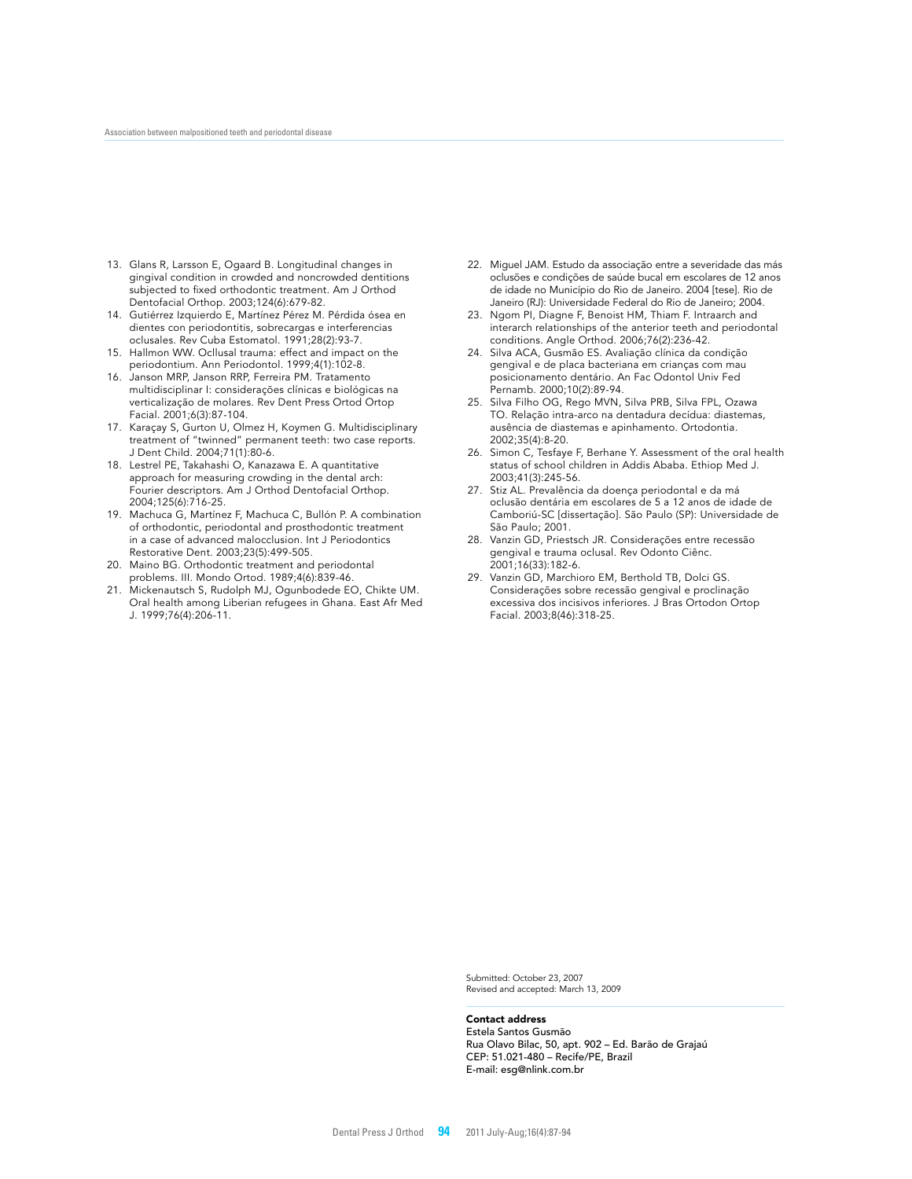13. Glans R, Larsson E, Ogaard B. Longitudinal changes in gingival condition in crowded and noncrowded dentitions subjected to fixed orthodontic treatment. Am J Orthod Dentofacial Orthop. 2003;124(6):679-82.
14. Gutiérrez Izquierdo E, Martínez Pérez M. Pérdida ósea en dientes con periodontitis, sobrecargas e interferencias oclusales. Rev Cuba Estomatol. 1991;28(2):93-7.
15. Hallmon WW. Ocllusal trauma: effect and impact on the periodontium. Ann Periodontol. 1999;4(1):102-8.
16. Janson MRP, Janson RRP, Ferreira PM. Tratamento multidisciplinar I: considerações clínicas e biológicas na verticalização de molares. Rev Dent Press Ortod Ortop Facial. 2001;6(3):87-104.
17. Karaçay S, Gurton U, Olmez H, Koymen G. Multidisciplinary treatment of "twinned" permanent teeth: two case reports. J Dent Child. 2004;71(1):80-6.
18. Lestrel PE, Takahashi O, Kanazawa E. A quantitative approach for measuring crowding in the dental arch: Fourier descriptors. Am J Orthod Dentofacial Orthop. 2004;125(6):716-25.
19. Machuca G, Martínez F, Machuca C, Bullón P. A combination of orthodontic, periodontal and prosthodontic treatment in a case of advanced malocclusion. Int J Periodontics Restorative Dent. 2003;23(5):499-505.
20. Maino BG. Orthodontic treatment and periodontal problems. III. Mondo Ortod. 1989;4(6):839-46.
21. Mickenautsch S, Rudolph MJ, Ogunbodede EO, Chikte UM. Oral health among Liberian refugees in Ghana. East Afr Med J. 1999;76(4):206-11.
22. Miguel JAM. Estudo da associação entre a severidade das más oclusões e condições de saúde bucal em escolares de 12 anos de idade no Município do Rio de Janeiro. 2004 [tese]. Rio de Janeiro (RJ): Universidade Federal do Rio de Janeiro; 2004.
23. Ngom PI, Diagne F, Benoist HM, Thiam F. Intraarch and interarch relationships of the anterior teeth and periodontal conditions. Angle Orthod. 2006;76(2):236-42.
24. Silva ACA, Gusmão ES. Avaliação clínica da condição gengival e de placa bacteriana em crianças com mau posicionamento dentário. An Fac Odontol Univ Fed Pernamb. 2000;10(2):89-94.
25. Silva Filho OG, Rego MVN, Silva PRB, Silva FPL, Ozawa TO. Relação intra-arco na dentadura decídua: diastemas, ausência de diastemas e apinhamento. Ortodontia. 2002;35(4):8-20.
26. Simon C, Tesfaye F, Berhane Y. Assessment of the oral health status of school children in Addis Ababa. Ethiop Med J. 2003;41(3):245-56.
27. Stiz AL. Prevalência da doença periodontal e da má oclusão dentária em escolares de 5 a 12 anos de idade de Camboriú-SC [dissertação]. São Paulo (SP): Universidade de São Paulo; 2001.
28. Vanzin GD, Priestsch JR. Considerações entre recessão gengival e trauma oclusal. Rev Odonto Ciênc. 2001;16(33):182-6.
29. Vanzin GD, Marchioro EM, Berthold TB, Dolci GS. Considerações sobre recessão gengival e proclinação excessiva dos incisivos inferiores. J Bras Ortodon Ortop Facial. 2003;8(46):318-25.

Submitted: October 23, 2007
Revised and accepted: March 13, 2009

**Contact address**
Estela Santos Gusmão
Rua Olavo Bilac, 50, apt. 902 – Ed. Barão de Grajaú
CEP: 51.021-480 – Recife/PE, Brazil
E-mail: esg@nlink.com.br